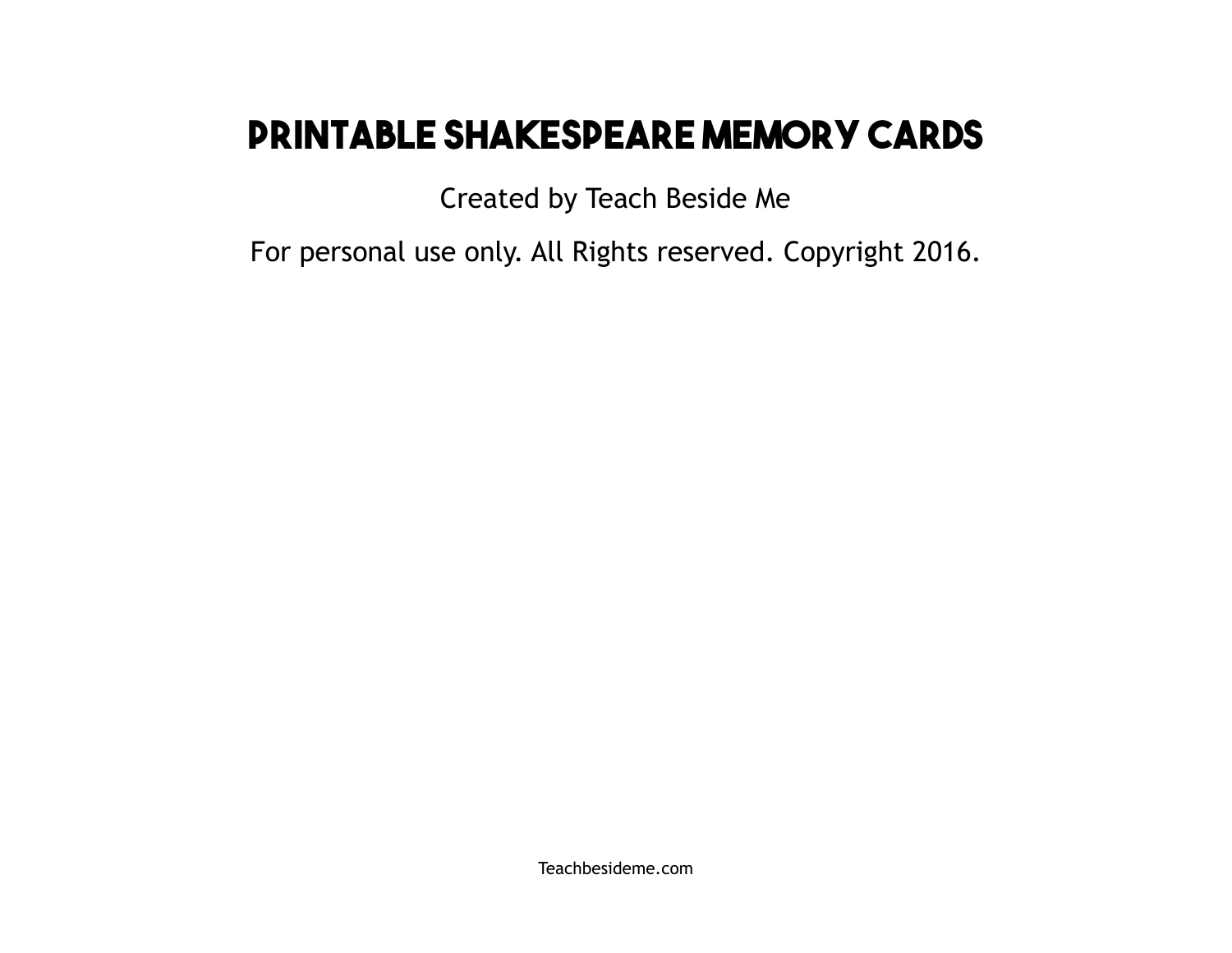# PRINTABLE SHAKESPEARE MEMORY CARDS

Created by Teach Beside Me

For personal use only. All Rights reserved. Copyright 2016.

Teachbesideme.com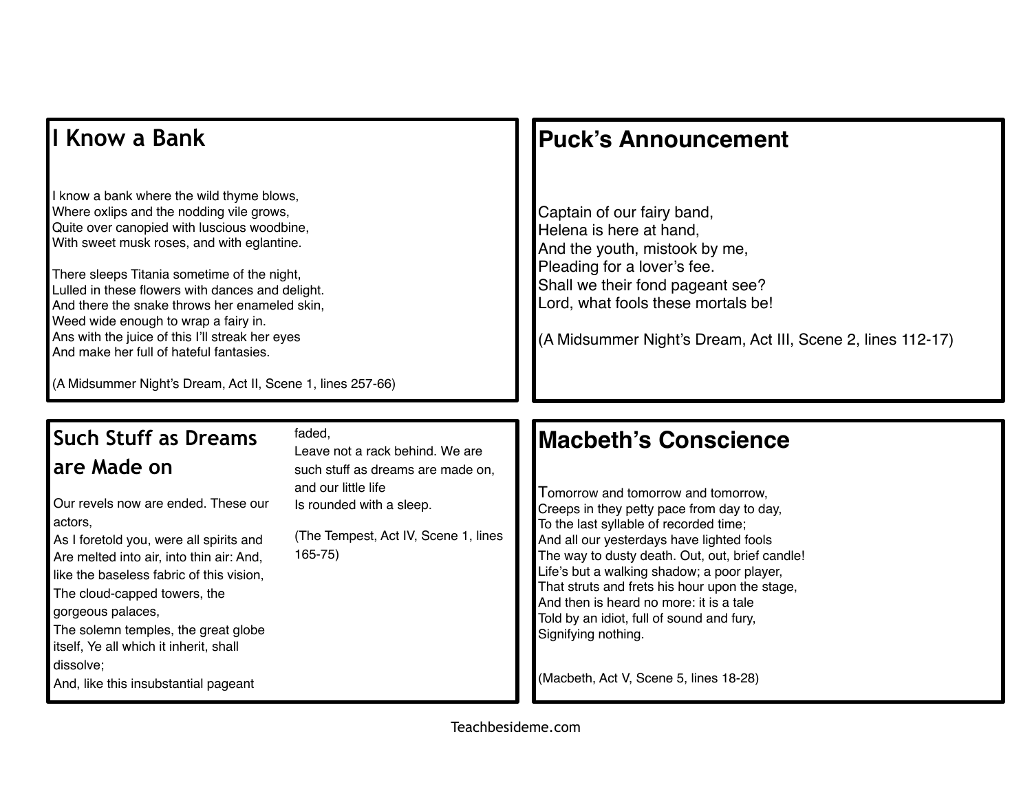## I Know a Bank

I know a bank where the wild thyme blows,
Where oxlips and the nodding vile grows,
Quite over canopied with luscious woodbine,
With sweet musk roses, and with eglantine.

There sleeps Titania sometime of the night,
Lulled in these flowers with dances and delight.
And there the snake throws her enameled skin,
Weed wide enough to wrap a fairy in.
Ans with the juice of this I'll streak her eyes
And make her full of hateful fantasies.

(A Midsummer Night's Dream, Act II, Scene 1, lines 257-66)

## Puck's Announcement

Captain of our fairy band,
Helena is here at hand,
And the youth, mistook by me,
Pleading for a lover's fee.
Shall we their fond pageant see?
Lord, what fools these mortals be!

(A Midsummer Night's Dream, Act III, Scene 2, lines 112-17)

## Such Stuff as Dreams are Made on

Our revels now are ended. These our actors,
As I foretold you, were all spirits and
Are melted into air, into thin air: And, like the baseless fabric of this vision,
The cloud-capped towers, the gorgeous palaces,
The solemn temples, the great globe itself, Ye all which it inherit, shall dissolve;
And, like this insubstantial pageant faded,
Leave not a rack behind. We are such stuff as dreams are made on, and our little life
Is rounded with a sleep.

(The Tempest, Act IV, Scene 1, lines 165-75)

## Macbeth's Conscience

Tomorrow and tomorrow and tomorrow,
Creeps in they petty pace from day to day,
To the last syllable of recorded time;
And all our yesterdays have lighted fools
The way to dusty death. Out, out, brief candle!
Life's but a walking shadow; a poor player,
That struts and frets his hour upon the stage,
And then is heard no more: it is a tale
Told by an idiot, full of sound and fury,
Signifying nothing.

(Macbeth, Act V, Scene 5, lines 18-28)

Teachbesideme.com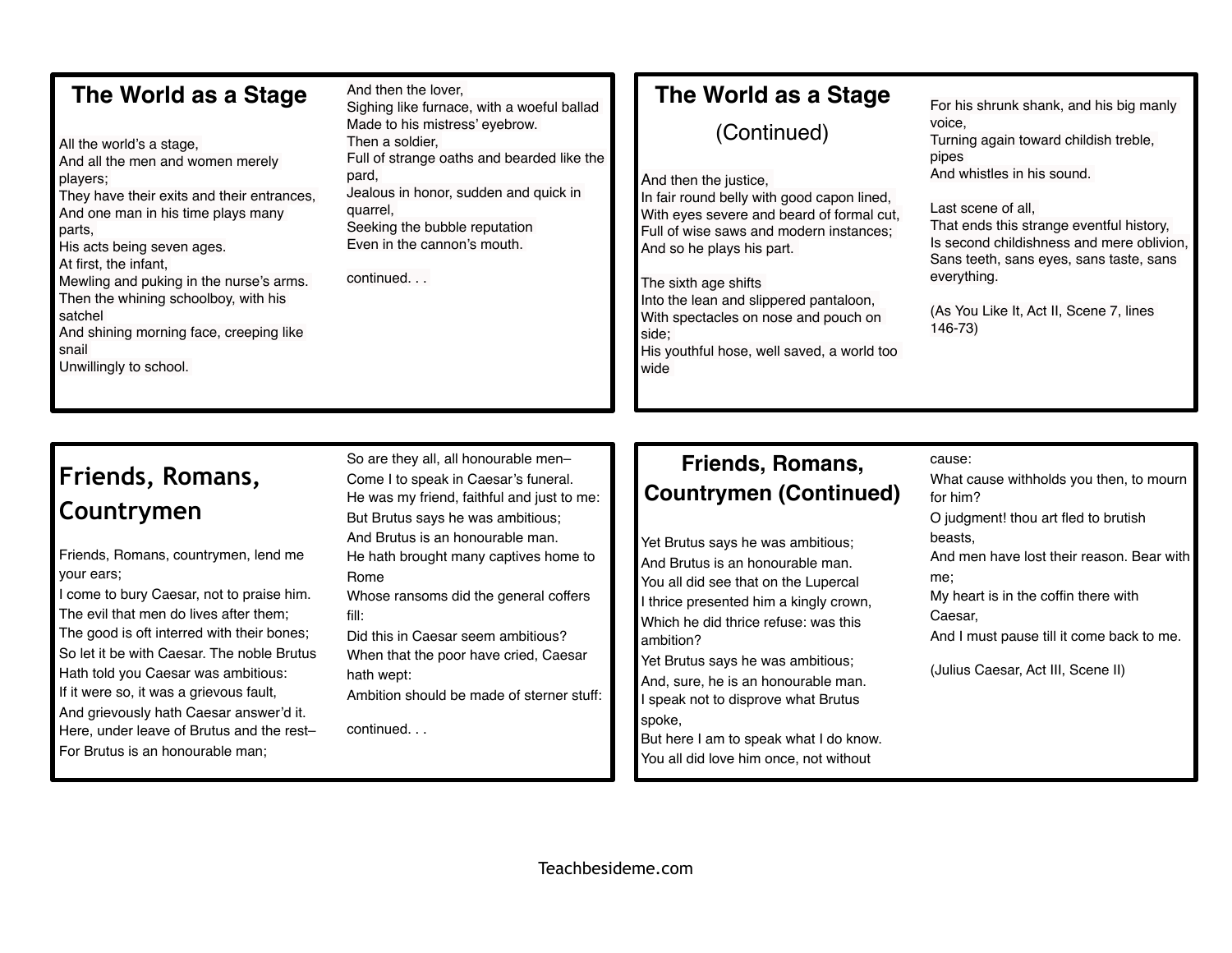## The World as a Stage

All the world's a stage,
And all the men and women merely players;
They have their exits and their entrances,
And one man in his time plays many parts,
His acts being seven ages.
At first, the infant,
Mewling and puking in the nurse's arms.
Then the whining schoolboy, with his satchel
And shining morning face, creeping like snail
Unwillingly to school.

And then the lover,
Sighing like furnace, with a woeful ballad
Made to his mistress' eyebrow.
Then a soldier,
Full of strange oaths and bearded like the pard,
Jealous in honor, sudden and quick in quarrel,
Seeking the bubble reputation
Even in the cannon's mouth.

continued. . .

## The World as a Stage (Continued)

And then the justice,
In fair round belly with good capon lined,
With eyes severe and beard of formal cut,
Full of wise saws and modern instances;
And so he plays his part.

The sixth age shifts
Into the lean and slippered pantaloon,
With spectacles on nose and pouch on side;
His youthful hose, well saved, a world too wide

For his shrunk shank, and his big manly voice,
Turning again toward childish treble, pipes
And whistles in his sound.

Last scene of all,
That ends this strange eventful history,
Is second childishness and mere oblivion,
Sans teeth, sans eyes, sans taste, sans everything.

(As You Like It, Act II, Scene 7, lines 146-73)

## Friends, Romans, Countrymen

Friends, Romans, countrymen, lend me your ears;
I come to bury Caesar, not to praise him.
The evil that men do lives after them;
The good is oft interred with their bones;
So let it be with Caesar. The noble Brutus
Hath told you Caesar was ambitious:
If it were so, it was a grievous fault,
And grievously hath Caesar answer'd it.
Here, under leave of Brutus and the rest–
For Brutus is an honourable man;
So are they all, all honourable men–
Come I to speak in Caesar's funeral.
He was my friend, faithful and just to me:
But Brutus says he was ambitious;
And Brutus is an honourable man.
He hath brought many captives home to Rome
Whose ransoms did the general coffers fill:
Did this in Caesar seem ambitious?
When that the poor have cried, Caesar hath wept:
Ambition should be made of sterner stuff:

continued. . .

## Friends, Romans, Countrymen (Continued)

Yet Brutus says he was ambitious;
And Brutus is an honourable man.
You all did see that on the Lupercal
I thrice presented him a kingly crown,
Which he did thrice refuse: was this ambition?
Yet Brutus says he was ambitious;
And, sure, he is an honourable man.
I speak not to disprove what Brutus spoke,
But here I am to speak what I do know.
You all did love him once, not without cause:
What cause withholds you then, to mourn for him?
O judgment! thou art fled to brutish beasts,
And men have lost their reason. Bear with me;
My heart is in the coffin there with Caesar,
And I must pause till it come back to me.

(Julius Caesar, Act III, Scene II)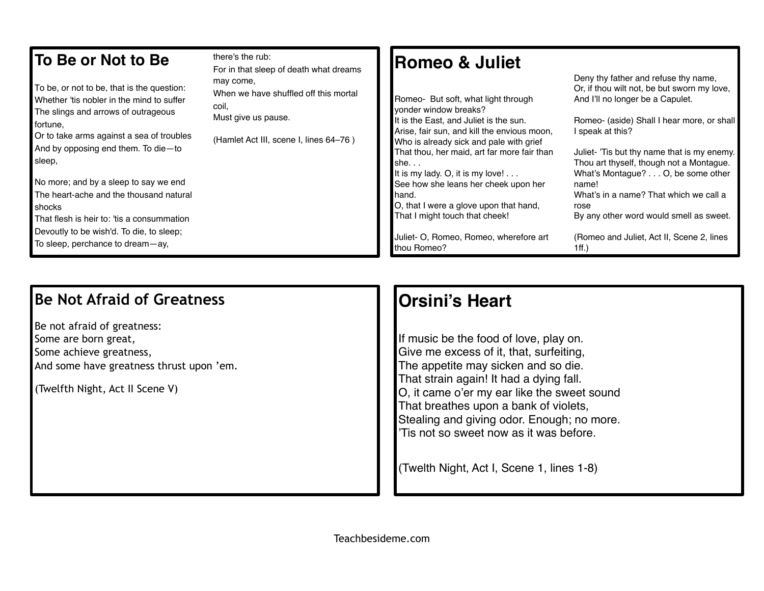## To Be or Not to Be

To be, or not to be, that is the question:
Whether 'tis nobler in the mind to suffer
The slings and arrows of outrageous fortune,
Or to take arms against a sea of troubles
And by opposing end them. To die—to sleep,

No more; and by a sleep to say we end
The heart-ache and the thousand natural shocks
That flesh is heir to: 'tis a consummation
Devoutly to be wish'd. To die, to sleep;
To sleep, perchance to dream—ay, there's the rub:
For in that sleep of death what dreams may come,
When we have shuffled off this mortal coil,
Must give us pause.

(Hamlet Act III, scene I, lines 64–76 )

## Romeo & Juliet

Romeo- But soft, what light through yonder window breaks?
It is the East, and Juliet is the sun.
Arise, fair sun, and kill the envious moon,
Who is already sick and pale with grief
That thou, her maid, art far more fair than she. . .
It is my lady. O, it is my love! . . .
See how she leans her cheek upon her hand.
O, that I were a glove upon that hand,
That I might touch that cheek!

Juliet- O, Romeo, Romeo, wherefore art thou Romeo?
Deny thy father and refuse thy name,
Or, if thou wilt not, be but sworn my love,
And I'll no longer be a Capulet.

Romeo- (aside) Shall I hear more, or shall I speak at this?

Juliet- 'Tis but thy name that is my enemy.
Thou art thyself, though not a Montague.
What's Montague? . . . O, be some other name!
What's in a name? That which we call a rose
By any other word would smell as sweet.

(Romeo and Juliet, Act II, Scene 2, lines 1ff.)

## Be Not Afraid of Greatness

Be not afraid of greatness:
Some are born great,
Some achieve greatness,
And some have greatness thrust upon 'em.

(Twelfth Night, Act II Scene V)

## Orsini's Heart

If music be the food of love, play on.
Give me excess of it, that, surfeiting,
The appetite may sicken and so die.
That strain again! It had a dying fall.
O, it came o'er my ear like the sweet sound
That breathes upon a bank of violets,
Stealing and giving odor. Enough; no more.
'Tis not so sweet now as it was before.

(Twelth Night, Act I, Scene 1, lines 1-8)

Teachbesideme.com